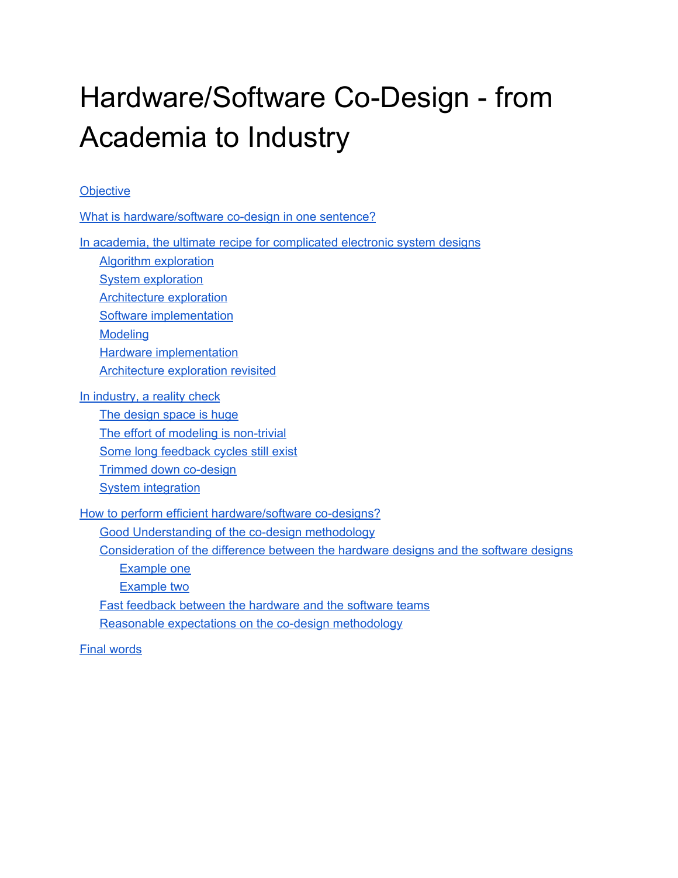# Hardware/Software Co-Design - from Academia to Industry

Objective

What is hardware/software co-design in one sentence?

In academia, the ultimate recipe for complicated electronic system designs
- Algorithm exploration
- System exploration
- Architecture exploration
- Software implementation
- Modeling
- Hardware implementation
- Architecture exploration revisited

In industry, a reality check
- The design space is huge
- The effort of modeling is non-trivial
- Some long feedback cycles still exist
- Trimmed down co-design
- System integration

How to perform efficient hardware/software co-designs?
- Good Understanding of the co-design methodology
- Consideration of the difference between the hardware designs and the software designs
  - Example one
  - Example two
- Fast feedback between the hardware and the software teams
- Reasonable expectations on the co-design methodology

Final words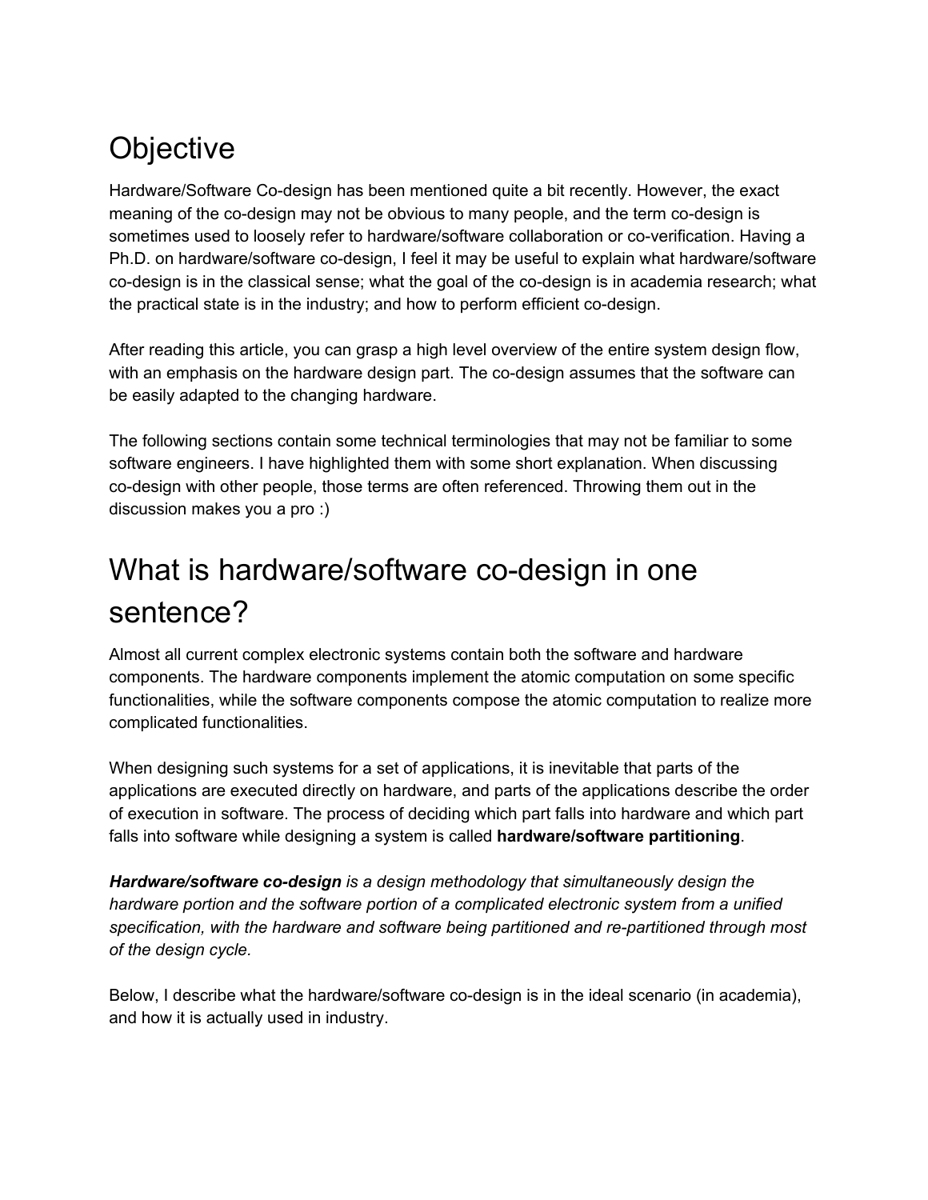# Objective

Hardware/Software Co-design has been mentioned quite a bit recently. However, the exact meaning of the co-design may not be obvious to many people, and the term co-design is sometimes used to loosely refer to hardware/software collaboration or co-verification. Having a Ph.D. on hardware/software co-design, I feel it may be useful to explain what hardware/software co-design is in the classical sense; what the goal of the co-design is in academia research; what the practical state is in the industry; and how to perform efficient co-design.

After reading this article, you can grasp a high level overview of the entire system design flow, with an emphasis on the hardware design part. The co-design assumes that the software can be easily adapted to the changing hardware.

The following sections contain some technical terminologies that may not be familiar to some software engineers. I have highlighted them with some short explanation. When discussing co-design with other people, those terms are often referenced. Throwing them out in the discussion makes you a pro :)

# What is hardware/software co-design in one sentence?

Almost all current complex electronic systems contain both the software and hardware components. The hardware components implement the atomic computation on some specific functionalities, while the software components compose the atomic computation to realize more complicated functionalities.

When designing such systems for a set of applications, it is inevitable that parts of the applications are executed directly on hardware, and parts of the applications describe the order of execution in software. The process of deciding which part falls into hardware and which part falls into software while designing a system is called **hardware/software partitioning**.

***Hardware/software co-design*** *is a design methodology that simultaneously design the hardware portion and the software portion of a complicated electronic system from a unified specification, with the hardware and software being partitioned and re-partitioned through most of the design cycle.*

Below, I describe what the hardware/software co-design is in the ideal scenario (in academia), and how it is actually used in industry.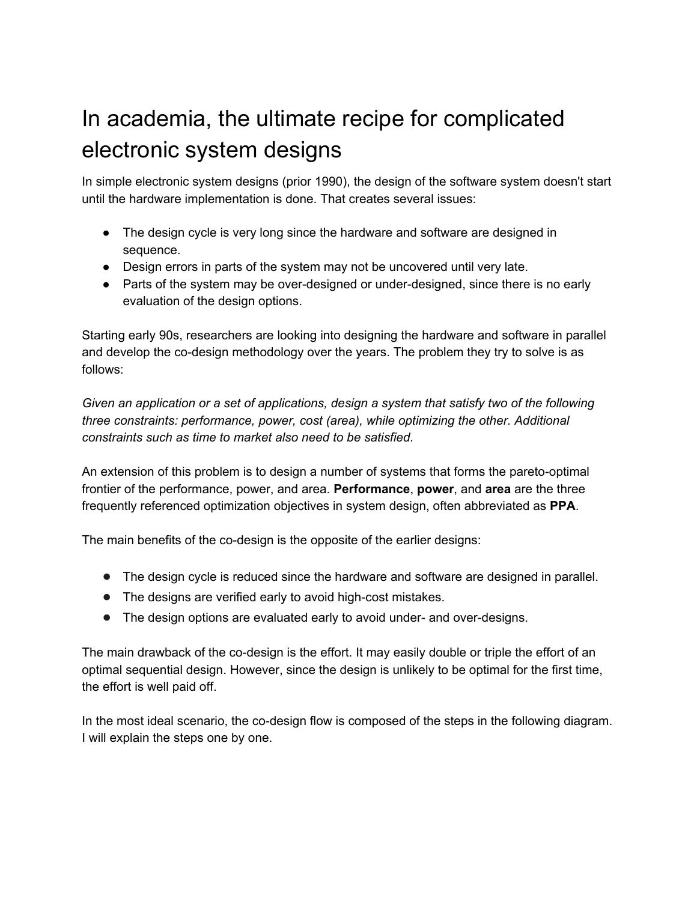# In academia, the ultimate recipe for complicated electronic system designs

In simple electronic system designs (prior 1990), the design of the software system doesn't start until the hardware implementation is done. That creates several issues:

- The design cycle is very long since the hardware and software are designed in sequence.
- Design errors in parts of the system may not be uncovered until very late.
- Parts of the system may be over-designed or under-designed, since there is no early evaluation of the design options.

Starting early 90s, researchers are looking into designing the hardware and software in parallel and develop the co-design methodology over the years. The problem they try to solve is as follows:

*Given an application or a set of applications, design a system that satisfy two of the following three constraints: performance, power, cost (area), while optimizing the other. Additional constraints such as time to market also need to be satisfied.*

An extension of this problem is to design a number of systems that forms the pareto-optimal frontier of the performance, power, and area. **Performance**, **power**, and **area** are the three frequently referenced optimization objectives in system design, often abbreviated as **PPA**.

The main benefits of the co-design is the opposite of the earlier designs:

- The design cycle is reduced since the hardware and software are designed in parallel.
- The designs are verified early to avoid high-cost mistakes.
- The design options are evaluated early to avoid under- and over-designs.

The main drawback of the co-design is the effort. It may easily double or triple the effort of an optimal sequential design. However, since the design is unlikely to be optimal for the first time, the effort is well paid off.

In the most ideal scenario, the co-design flow is composed of the steps in the following diagram. I will explain the steps one by one.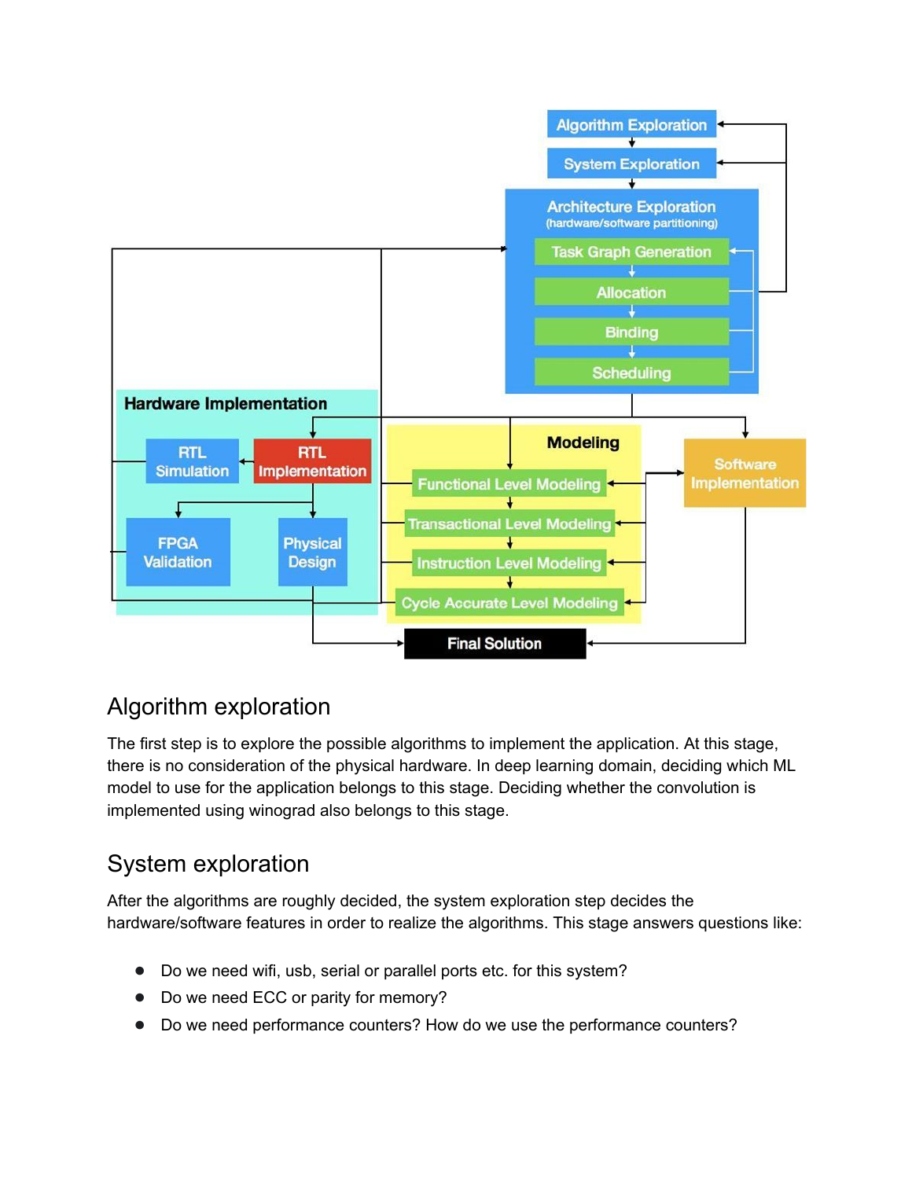## Algorithm exploration

The first step is to explore the possible algorithms to implement the application. At this stage, there is no consideration of the physical hardware. In deep learning domain, deciding which ML model to use for the application belongs to this stage. Deciding whether the convolution is implemented using winograd also belongs to this stage.

## System exploration

After the algorithms are roughly decided, the system exploration step decides the hardware/software features in order to realize the algorithms. This stage answers questions like:

- Do we need wifi, usb, serial or parallel ports etc. for this system?
- Do we need ECC or parity for memory?
- Do we need performance counters? How do we use the performance counters?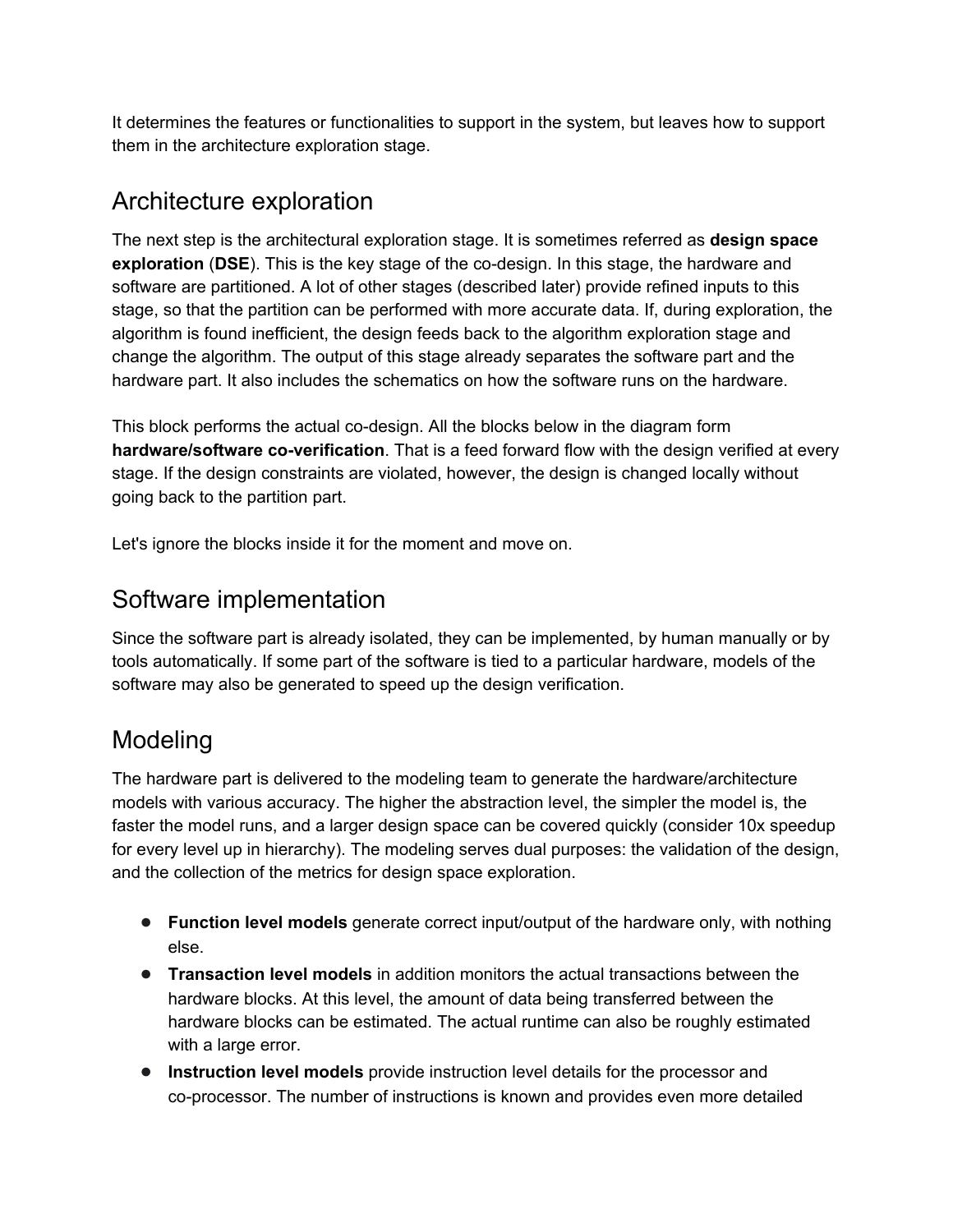It determines the features or functionalities to support in the system, but leaves how to support them in the architecture exploration stage.

## Architecture exploration

The next step is the architectural exploration stage. It is sometimes referred as **design space exploration** (**DSE**). This is the key stage of the co-design. In this stage, the hardware and software are partitioned. A lot of other stages (described later) provide refined inputs to this stage, so that the partition can be performed with more accurate data. If, during exploration, the algorithm is found inefficient, the design feeds back to the algorithm exploration stage and change the algorithm. The output of this stage already separates the software part and the hardware part. It also includes the schematics on how the software runs on the hardware.

This block performs the actual co-design. All the blocks below in the diagram form **hardware/software co-verification**. That is a feed forward flow with the design verified at every stage. If the design constraints are violated, however, the design is changed locally without going back to the partition part.

Let's ignore the blocks inside it for the moment and move on.

## Software implementation

Since the software part is already isolated, they can be implemented, by human manually or by tools automatically. If some part of the software is tied to a particular hardware, models of the software may also be generated to speed up the design verification.

## Modeling

The hardware part is delivered to the modeling team to generate the hardware/architecture models with various accuracy. The higher the abstraction level, the simpler the model is, the faster the model runs, and a larger design space can be covered quickly (consider 10x speedup for every level up in hierarchy). The modeling serves dual purposes: the validation of the design, and the collection of the metrics for design space exploration.

- **Function level models** generate correct input/output of the hardware only, with nothing else.
- **Transaction level models** in addition monitors the actual transactions between the hardware blocks. At this level, the amount of data being transferred between the hardware blocks can be estimated. The actual runtime can also be roughly estimated with a large error.
- **Instruction level models** provide instruction level details for the processor and co-processor. The number of instructions is known and provides even more detailed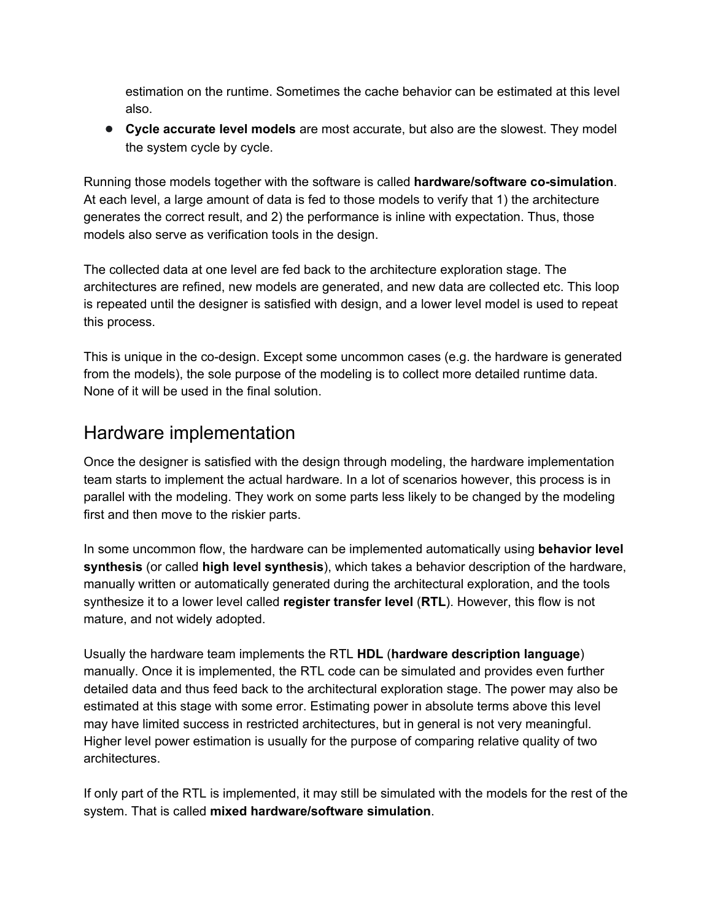estimation on the runtime. Sometimes the cache behavior can be estimated at this level also.

- **Cycle accurate level models** are most accurate, but also are the slowest. They model the system cycle by cycle.

Running those models together with the software is called **hardware/software co-simulation**. At each level, a large amount of data is fed to those models to verify that 1) the architecture generates the correct result, and 2) the performance is inline with expectation. Thus, those models also serve as verification tools in the design.

The collected data at one level are fed back to the architecture exploration stage. The architectures are refined, new models are generated, and new data are collected etc. This loop is repeated until the designer is satisfied with design, and a lower level model is used to repeat this process.

This is unique in the co-design. Except some uncommon cases (e.g. the hardware is generated from the models), the sole purpose of the modeling is to collect more detailed runtime data. None of it will be used in the final solution.

## Hardware implementation

Once the designer is satisfied with the design through modeling, the hardware implementation team starts to implement the actual hardware. In a lot of scenarios however, this process is in parallel with the modeling. They work on some parts less likely to be changed by the modeling first and then move to the riskier parts.

In some uncommon flow, the hardware can be implemented automatically using **behavior level synthesis** (or called **high level synthesis**), which takes a behavior description of the hardware, manually written or automatically generated during the architectural exploration, and the tools synthesize it to a lower level called **register transfer level** (**RTL**). However, this flow is not mature, and not widely adopted.

Usually the hardware team implements the RTL **HDL** (**hardware description language**) manually. Once it is implemented, the RTL code can be simulated and provides even further detailed data and thus feed back to the architectural exploration stage. The power may also be estimated at this stage with some error. Estimating power in absolute terms above this level may have limited success in restricted architectures, but in general is not very meaningful. Higher level power estimation is usually for the purpose of comparing relative quality of two architectures.

If only part of the RTL is implemented, it may still be simulated with the models for the rest of the system. That is called **mixed hardware/software simulation**.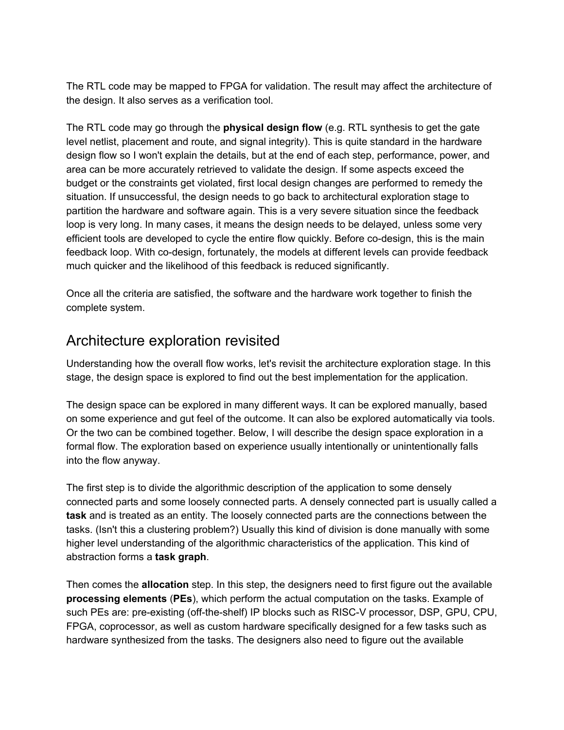The RTL code may be mapped to FPGA for validation. The result may affect the architecture of the design. It also serves as a verification tool.

The RTL code may go through the **physical design flow** (e.g. RTL synthesis to get the gate level netlist, placement and route, and signal integrity). This is quite standard in the hardware design flow so I won't explain the details, but at the end of each step, performance, power, and area can be more accurately retrieved to validate the design. If some aspects exceed the budget or the constraints get violated, first local design changes are performed to remedy the situation. If unsuccessful, the design needs to go back to architectural exploration stage to partition the hardware and software again. This is a very severe situation since the feedback loop is very long. In many cases, it means the design needs to be delayed, unless some very efficient tools are developed to cycle the entire flow quickly. Before co-design, this is the main feedback loop. With co-design, fortunately, the models at different levels can provide feedback much quicker and the likelihood of this feedback is reduced significantly.

Once all the criteria are satisfied, the software and the hardware work together to finish the complete system.

## Architecture exploration revisited

Understanding how the overall flow works, let's revisit the architecture exploration stage. In this stage, the design space is explored to find out the best implementation for the application.

The design space can be explored in many different ways. It can be explored manually, based on some experience and gut feel of the outcome. It can also be explored automatically via tools. Or the two can be combined together. Below, I will describe the design space exploration in a formal flow. The exploration based on experience usually intentionally or unintentionally falls into the flow anyway.

The first step is to divide the algorithmic description of the application to some densely connected parts and some loosely connected parts. A densely connected part is usually called a **task** and is treated as an entity. The loosely connected parts are the connections between the tasks. (Isn't this a clustering problem?) Usually this kind of division is done manually with some higher level understanding of the algorithmic characteristics of the application. This kind of abstraction forms a **task graph**.

Then comes the **allocation** step. In this step, the designers need to first figure out the available **processing elements** (**PEs**), which perform the actual computation on the tasks. Example of such PEs are: pre-existing (off-the-shelf) IP blocks such as RISC-V processor, DSP, GPU, CPU, FPGA, coprocessor, as well as custom hardware specifically designed for a few tasks such as hardware synthesized from the tasks. The designers also need to figure out the available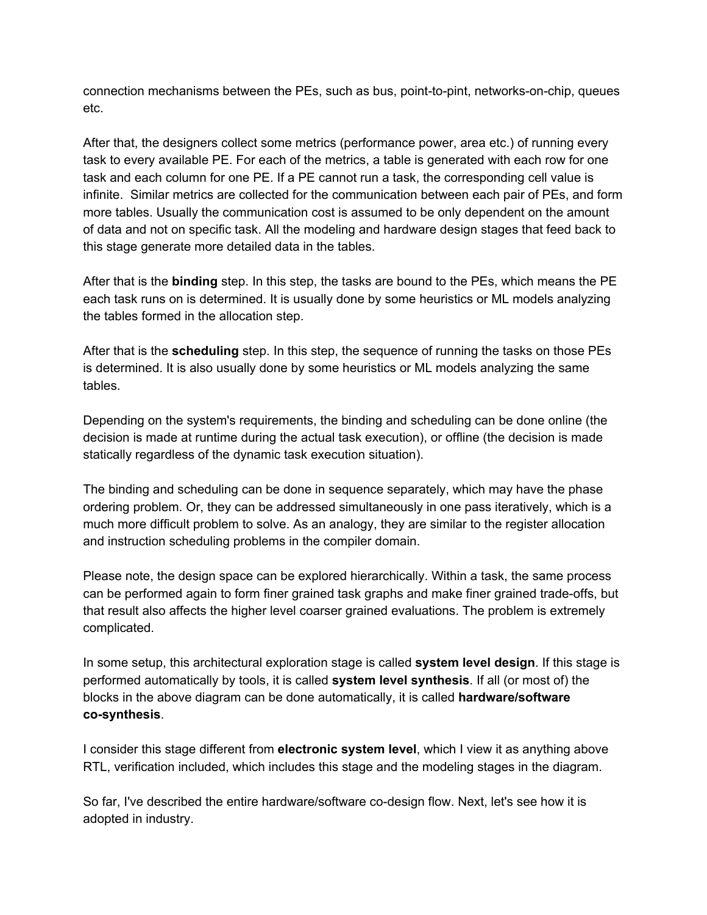connection mechanisms between the PEs, such as bus, point-to-pint, networks-on-chip, queues etc.

After that, the designers collect some metrics (performance power, area etc.) of running every task to every available PE. For each of the metrics, a table is generated with each row for one task and each column for one PE. If a PE cannot run a task, the corresponding cell value is infinite. Similar metrics are collected for the communication between each pair of PEs, and form more tables. Usually the communication cost is assumed to be only dependent on the amount of data and not on specific task. All the modeling and hardware design stages that feed back to this stage generate more detailed data in the tables.

After that is the **binding** step. In this step, the tasks are bound to the PEs, which means the PE each task runs on is determined. It is usually done by some heuristics or ML models analyzing the tables formed in the allocation step.

After that is the **scheduling** step. In this step, the sequence of running the tasks on those PEs is determined. It is also usually done by some heuristics or ML models analyzing the same tables.

Depending on the system's requirements, the binding and scheduling can be done online (the decision is made at runtime during the actual task execution), or offline (the decision is made statically regardless of the dynamic task execution situation).

The binding and scheduling can be done in sequence separately, which may have the phase ordering problem. Or, they can be addressed simultaneously in one pass iteratively, which is a much more difficult problem to solve. As an analogy, they are similar to the register allocation and instruction scheduling problems in the compiler domain.

Please note, the design space can be explored hierarchically. Within a task, the same process can be performed again to form finer grained task graphs and make finer grained trade-offs, but that result also affects the higher level coarser grained evaluations. The problem is extremely complicated.

In some setup, this architectural exploration stage is called **system level design**. If this stage is performed automatically by tools, it is called **system level synthesis**. If all (or most of) the blocks in the above diagram can be done automatically, it is called **hardware/software co-synthesis**.

I consider this stage different from **electronic system level**, which I view it as anything above RTL, verification included, which includes this stage and the modeling stages in the diagram.

So far, I've described the entire hardware/software co-design flow. Next, let's see how it is adopted in industry.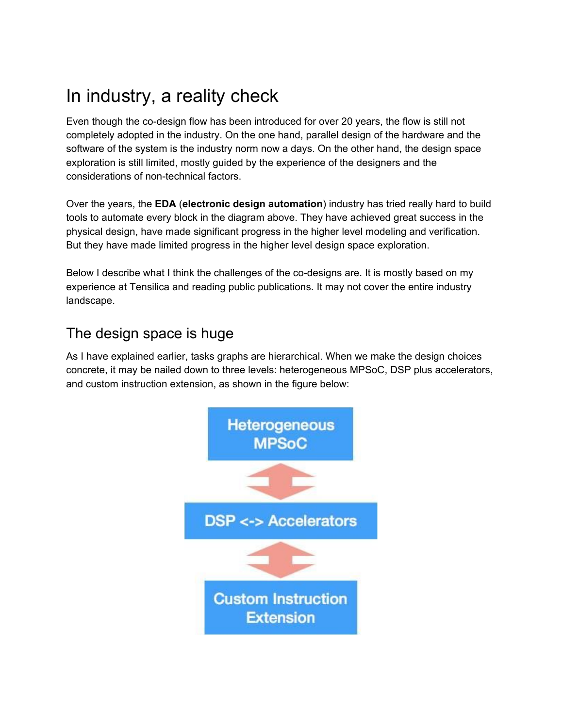# In industry, a reality check

Even though the co-design flow has been introduced for over 20 years, the flow is still not completely adopted in the industry. On the one hand, parallel design of the hardware and the software of the system is the industry norm now a days. On the other hand, the design space exploration is still limited, mostly guided by the experience of the designers and the considerations of non-technical factors.

Over the years, the **EDA** (**electronic design automation**) industry has tried really hard to build tools to automate every block in the diagram above. They have achieved great success in the physical design, have made significant progress in the higher level modeling and verification. But they have made limited progress in the higher level design space exploration.

Below I describe what I think the challenges of the co-designs are. It is mostly based on my experience at Tensilica and reading public publications. It may not cover the entire industry landscape.

## The design space is huge

As I have explained earlier, tasks graphs are hierarchical. When we make the design choices concrete, it may be nailed down to three levels: heterogeneous MPSoC, DSP plus accelerators, and custom instruction extension, as shown in the figure below:

Heterogeneous MPSoC

DSP <-> Accelerators

Custom Instruction Extension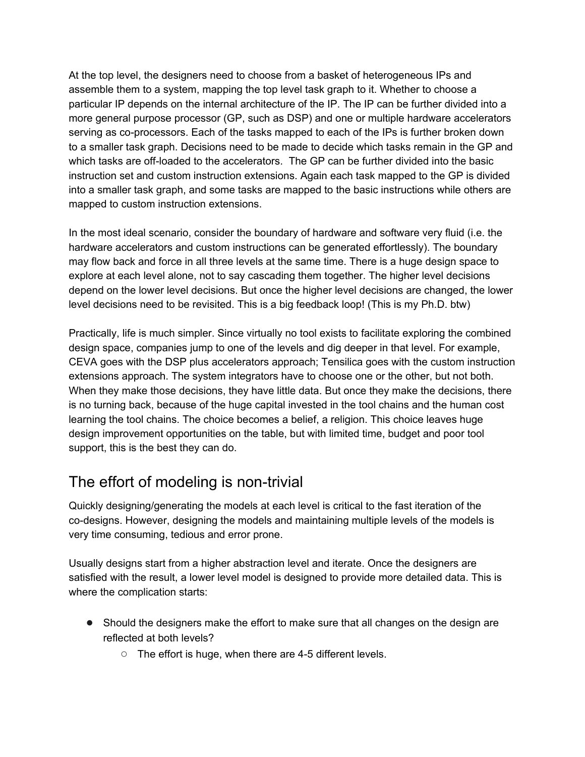At the top level, the designers need to choose from a basket of heterogeneous IPs and assemble them to a system, mapping the top level task graph to it. Whether to choose a particular IP depends on the internal architecture of the IP. The IP can be further divided into a more general purpose processor (GP, such as DSP) and one or multiple hardware accelerators serving as co-processors. Each of the tasks mapped to each of the IPs is further broken down to a smaller task graph. Decisions need to be made to decide which tasks remain in the GP and which tasks are off-loaded to the accelerators. The GP can be further divided into the basic instruction set and custom instruction extensions. Again each task mapped to the GP is divided into a smaller task graph, and some tasks are mapped to the basic instructions while others are mapped to custom instruction extensions.

In the most ideal scenario, consider the boundary of hardware and software very fluid (i.e. the hardware accelerators and custom instructions can be generated effortlessly). The boundary may flow back and force in all three levels at the same time. There is a huge design space to explore at each level alone, not to say cascading them together. The higher level decisions depend on the lower level decisions. But once the higher level decisions are changed, the lower level decisions need to be revisited. This is a big feedback loop! (This is my Ph.D. btw)

Practically, life is much simpler. Since virtually no tool exists to facilitate exploring the combined design space, companies jump to one of the levels and dig deeper in that level. For example, CEVA goes with the DSP plus accelerators approach; Tensilica goes with the custom instruction extensions approach. The system integrators have to choose one or the other, but not both. When they make those decisions, they have little data. But once they make the decisions, there is no turning back, because of the huge capital invested in the tool chains and the human cost learning the tool chains. The choice becomes a belief, a religion. This choice leaves huge design improvement opportunities on the table, but with limited time, budget and poor tool support, this is the best they can do.

## The effort of modeling is non-trivial

Quickly designing/generating the models at each level is critical to the fast iteration of the co-designs. However, designing the models and maintaining multiple levels of the models is very time consuming, tedious and error prone.

Usually designs start from a higher abstraction level and iterate. Once the designers are satisfied with the result, a lower level model is designed to provide more detailed data. This is where the complication starts:

- Should the designers make the effort to make sure that all changes on the design are reflected at both levels?
  - The effort is huge, when there are 4-5 different levels.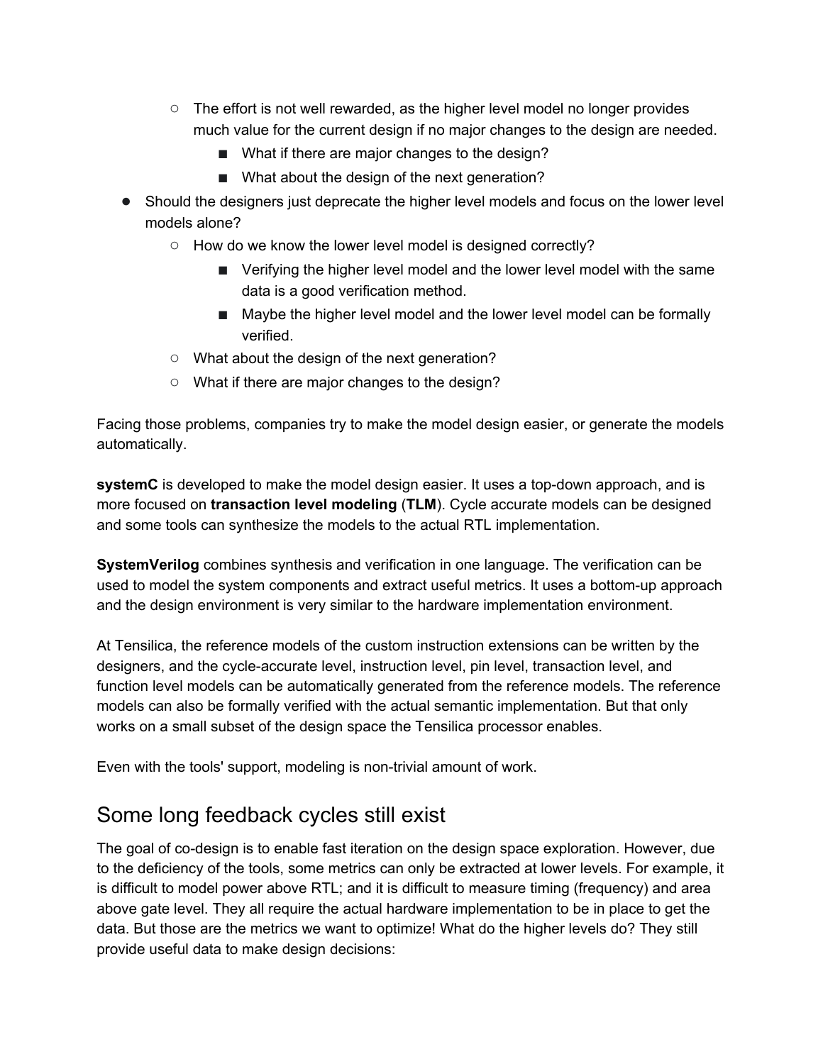- The effort is not well rewarded, as the higher level model no longer provides much value for the current design if no major changes to the design are needed.
            - What if there are major changes to the design?
            - What about the design of the next generation?
- Should the designers just deprecate the higher level models and focus on the lower level models alone?
    - How do we know the lower level model is designed correctly?
        - Verifying the higher level model and the lower level model with the same data is a good verification method.
        - Maybe the higher level model and the lower level model can be formally verified.
    - What about the design of the next generation?
    - What if there are major changes to the design?

Facing those problems, companies try to make the model design easier, or generate the models automatically.

**systemC** is developed to make the model design easier. It uses a top-down approach, and is more focused on **transaction level modeling** (**TLM**). Cycle accurate models can be designed and some tools can synthesize the models to the actual RTL implementation.

**SystemVerilog** combines synthesis and verification in one language. The verification can be used to model the system components and extract useful metrics. It uses a bottom-up approach and the design environment is very similar to the hardware implementation environment.

At Tensilica, the reference models of the custom instruction extensions can be written by the designers, and the cycle-accurate level, instruction level, pin level, transaction level, and function level models can be automatically generated from the reference models. The reference models can also be formally verified with the actual semantic implementation. But that only works on a small subset of the design space the Tensilica processor enables.

Even with the tools' support, modeling is non-trivial amount of work.

## Some long feedback cycles still exist

The goal of co-design is to enable fast iteration on the design space exploration. However, due to the deficiency of the tools, some metrics can only be extracted at lower levels. For example, it is difficult to model power above RTL; and it is difficult to measure timing (frequency) and area above gate level. They all require the actual hardware implementation to be in place to get the data. But those are the metrics we want to optimize! What do the higher levels do? They still provide useful data to make design decisions: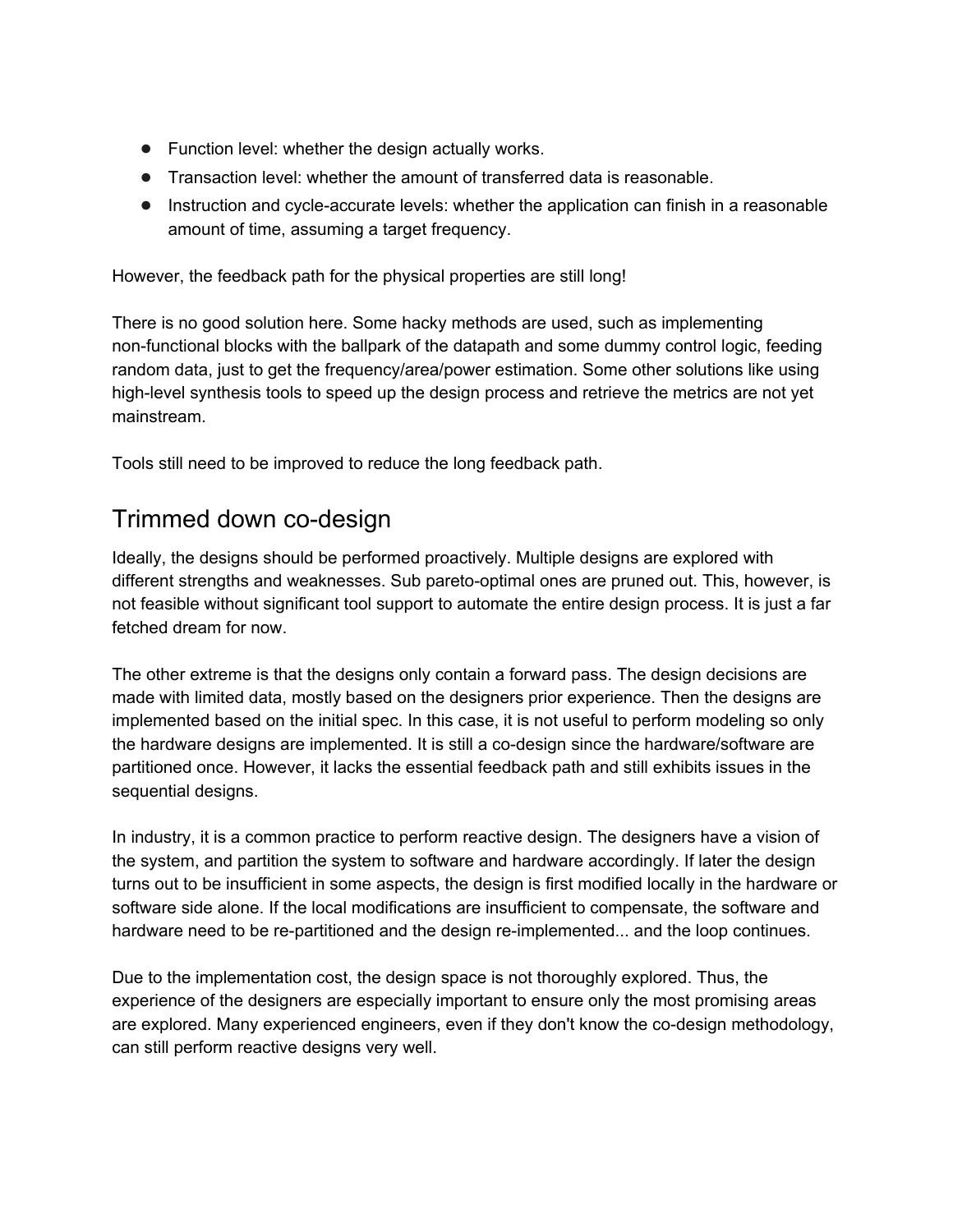- Function level: whether the design actually works.
- Transaction level: whether the amount of transferred data is reasonable.
- Instruction and cycle-accurate levels: whether the application can finish in a reasonable amount of time, assuming a target frequency.

However, the feedback path for the physical properties are still long!

There is no good solution here. Some hacky methods are used, such as implementing non-functional blocks with the ballpark of the datapath and some dummy control logic, feeding random data, just to get the frequency/area/power estimation. Some other solutions like using high-level synthesis tools to speed up the design process and retrieve the metrics are not yet mainstream.

Tools still need to be improved to reduce the long feedback path.

## Trimmed down co-design

Ideally, the designs should be performed proactively. Multiple designs are explored with different strengths and weaknesses. Sub pareto-optimal ones are pruned out. This, however, is not feasible without significant tool support to automate the entire design process. It is just a far fetched dream for now.

The other extreme is that the designs only contain a forward pass. The design decisions are made with limited data, mostly based on the designers prior experience. Then the designs are implemented based on the initial spec. In this case, it is not useful to perform modeling so only the hardware designs are implemented. It is still a co-design since the hardware/software are partitioned once. However, it lacks the essential feedback path and still exhibits issues in the sequential designs.

In industry, it is a common practice to perform reactive design. The designers have a vision of the system, and partition the system to software and hardware accordingly. If later the design turns out to be insufficient in some aspects, the design is first modified locally in the hardware or software side alone. If the local modifications are insufficient to compensate, the software and hardware need to be re-partitioned and the design re-implemented... and the loop continues.

Due to the implementation cost, the design space is not thoroughly explored. Thus, the experience of the designers are especially important to ensure only the most promising areas are explored. Many experienced engineers, even if they don't know the co-design methodology, can still perform reactive designs very well.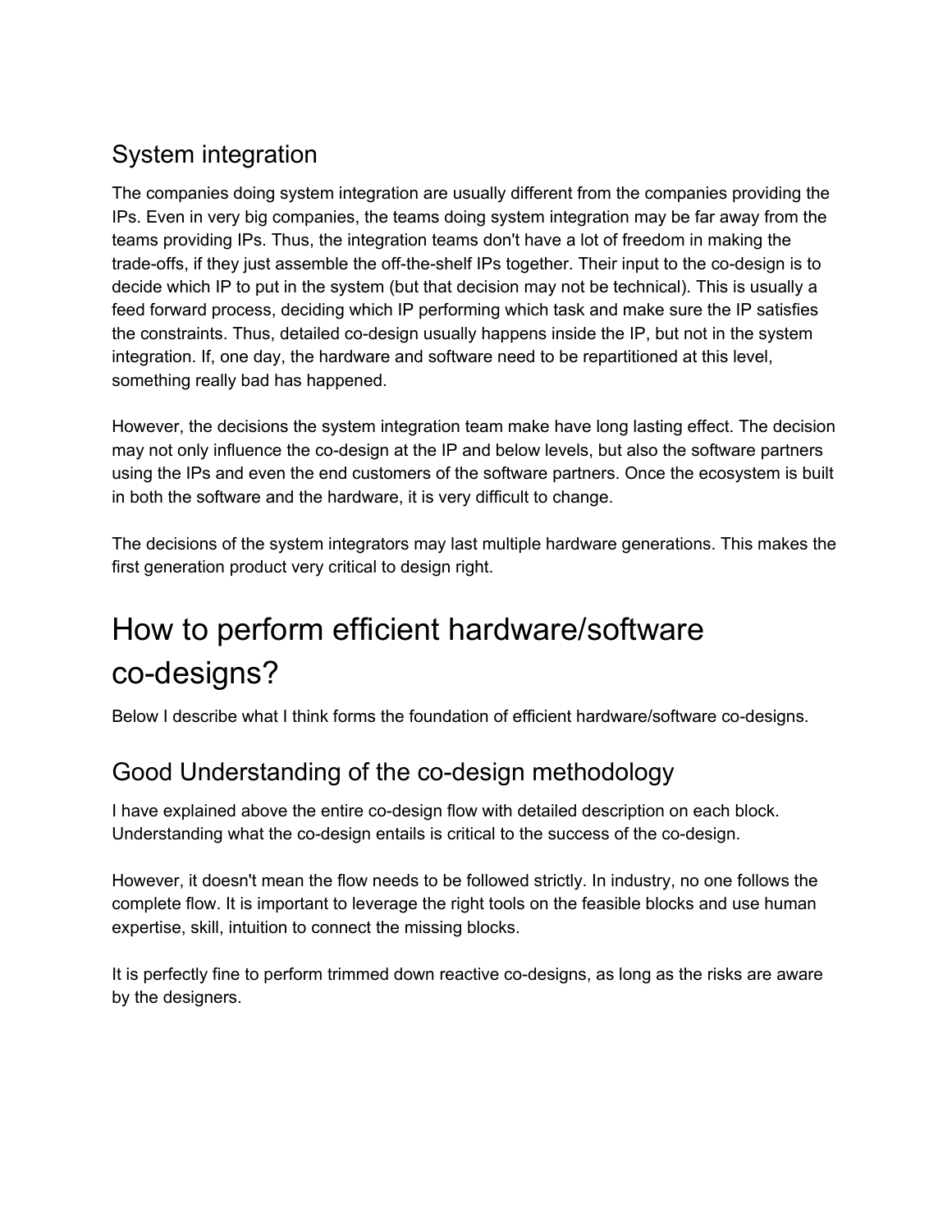## System integration

The companies doing system integration are usually different from the companies providing the IPs. Even in very big companies, the teams doing system integration may be far away from the teams providing IPs. Thus, the integration teams don't have a lot of freedom in making the trade-offs, if they just assemble the off-the-shelf IPs together. Their input to the co-design is to decide which IP to put in the system (but that decision may not be technical). This is usually a feed forward process, deciding which IP performing which task and make sure the IP satisfies the constraints. Thus, detailed co-design usually happens inside the IP, but not in the system integration. If, one day, the hardware and software need to be repartitioned at this level, something really bad has happened.

However, the decisions the system integration team make have long lasting effect. The decision may not only influence the co-design at the IP and below levels, but also the software partners using the IPs and even the end customers of the software partners. Once the ecosystem is built in both the software and the hardware, it is very difficult to change.

The decisions of the system integrators may last multiple hardware generations. This makes the first generation product very critical to design right.

# How to perform efficient hardware/software co-designs?

Below I describe what I think forms the foundation of efficient hardware/software co-designs.

## Good Understanding of the co-design methodology

I have explained above the entire co-design flow with detailed description on each block. Understanding what the co-design entails is critical to the success of the co-design.

However, it doesn't mean the flow needs to be followed strictly. In industry, no one follows the complete flow. It is important to leverage the right tools on the feasible blocks and use human expertise, skill, intuition to connect the missing blocks.

It is perfectly fine to perform trimmed down reactive co-designs, as long as the risks are aware by the designers.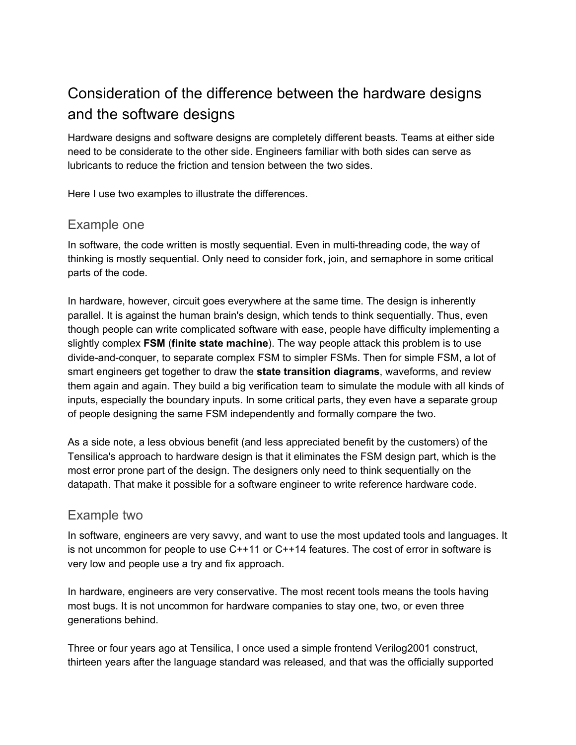# Consideration of the difference between the hardware designs and the software designs

Hardware designs and software designs are completely different beasts. Teams at either side need to be considerate to the other side. Engineers familiar with both sides can serve as lubricants to reduce the friction and tension between the two sides.

Here I use two examples to illustrate the differences.

## Example one

In software, the code written is mostly sequential. Even in multi-threading code, the way of thinking is mostly sequential. Only need to consider fork, join, and semaphore in some critical parts of the code.

In hardware, however, circuit goes everywhere at the same time. The design is inherently parallel. It is against the human brain's design, which tends to think sequentially. Thus, even though people can write complicated software with ease, people have difficulty implementing a slightly complex **FSM** (**finite state machine**). The way people attack this problem is to use divide-and-conquer, to separate complex FSM to simpler FSMs. Then for simple FSM, a lot of smart engineers get together to draw the **state transition diagrams**, waveforms, and review them again and again. They build a big verification team to simulate the module with all kinds of inputs, especially the boundary inputs. In some critical parts, they even have a separate group of people designing the same FSM independently and formally compare the two.

As a side note, a less obvious benefit (and less appreciated benefit by the customers) of the Tensilica's approach to hardware design is that it eliminates the FSM design part, which is the most error prone part of the design. The designers only need to think sequentially on the datapath. That make it possible for a software engineer to write reference hardware code.

## Example two

In software, engineers are very savvy, and want to use the most updated tools and languages. It is not uncommon for people to use C++11 or C++14 features. The cost of error in software is very low and people use a try and fix approach.

In hardware, engineers are very conservative. The most recent tools means the tools having most bugs. It is not uncommon for hardware companies to stay one, two, or even three generations behind.

Three or four years ago at Tensilica, I once used a simple frontend Verilog2001 construct, thirteen years after the language standard was released, and that was the officially supported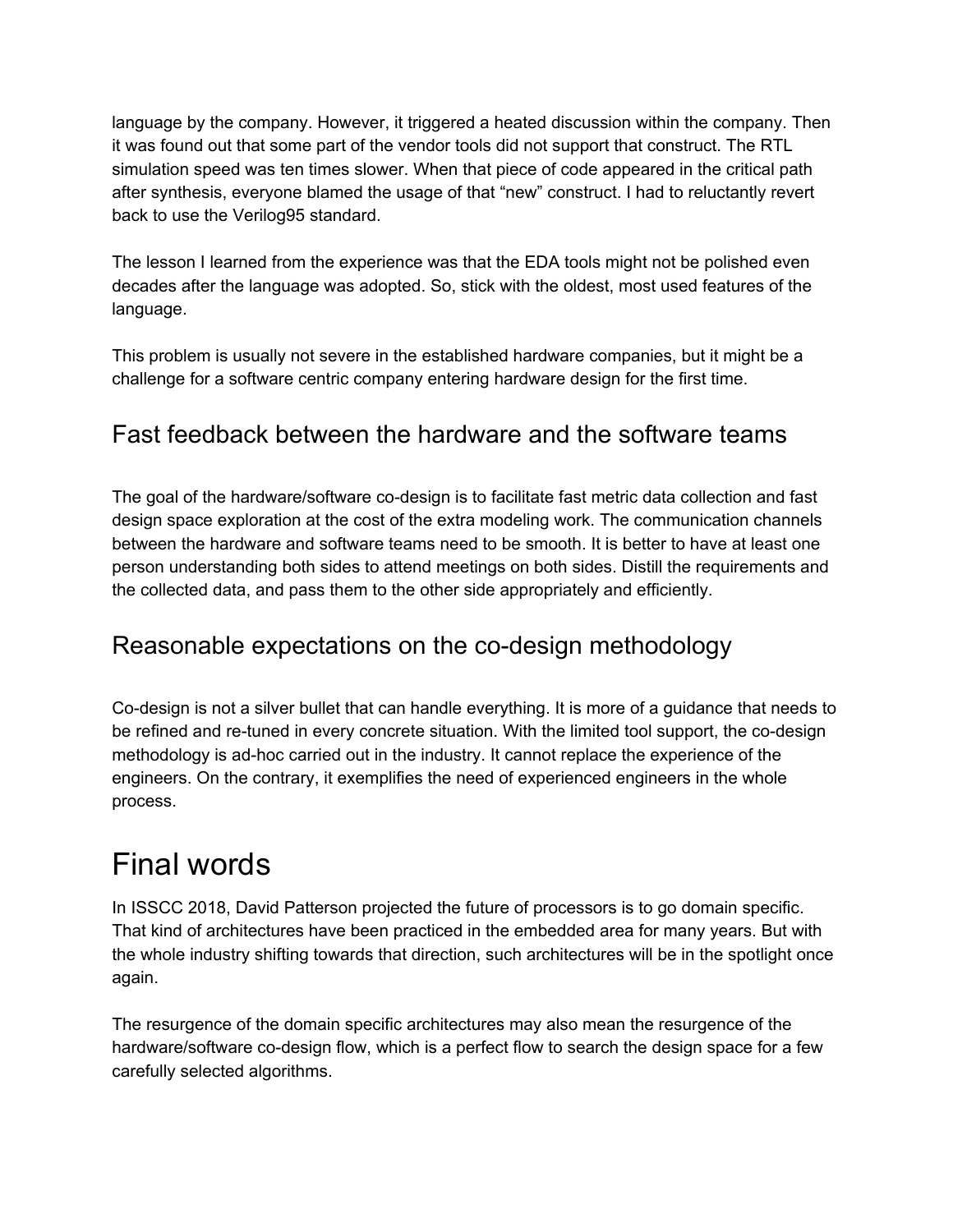language by the company. However, it triggered a heated discussion within the company. Then it was found out that some part of the vendor tools did not support that construct. The RTL simulation speed was ten times slower. When that piece of code appeared in the critical path after synthesis, everyone blamed the usage of that “new” construct. I had to reluctantly revert back to use the Verilog95 standard.

The lesson I learned from the experience was that the EDA tools might not be polished even decades after the language was adopted. So, stick with the oldest, most used features of the language.

This problem is usually not severe in the established hardware companies, but it might be a challenge for a software centric company entering hardware design for the first time.

## Fast feedback between the hardware and the software teams

The goal of the hardware/software co-design is to facilitate fast metric data collection and fast design space exploration at the cost of the extra modeling work. The communication channels between the hardware and software teams need to be smooth. It is better to have at least one person understanding both sides to attend meetings on both sides. Distill the requirements and the collected data, and pass them to the other side appropriately and efficiently.

## Reasonable expectations on the co-design methodology

Co-design is not a silver bullet that can handle everything. It is more of a guidance that needs to be refined and re-tuned in every concrete situation. With the limited tool support, the co-design methodology is ad-hoc carried out in the industry. It cannot replace the experience of the engineers. On the contrary, it exemplifies the need of experienced engineers in the whole process.

# Final words

In ISSCC 2018, David Patterson projected the future of processors is to go domain specific. That kind of architectures have been practiced in the embedded area for many years. But with the whole industry shifting towards that direction, such architectures will be in the spotlight once again.

The resurgence of the domain specific architectures may also mean the resurgence of the hardware/software co-design flow, which is a perfect flow to search the design space for a few carefully selected algorithms.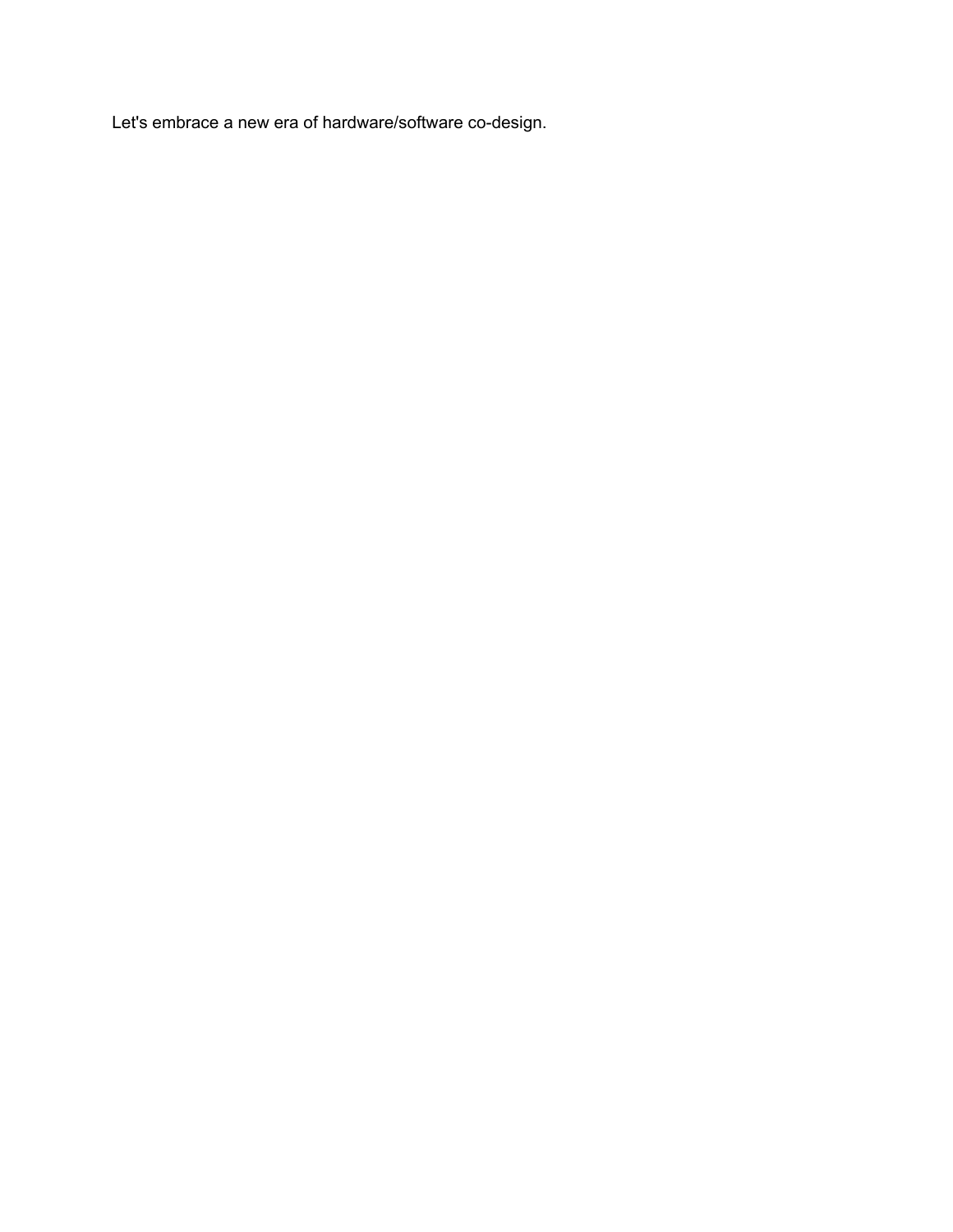Let's embrace a new era of hardware/software co-design.